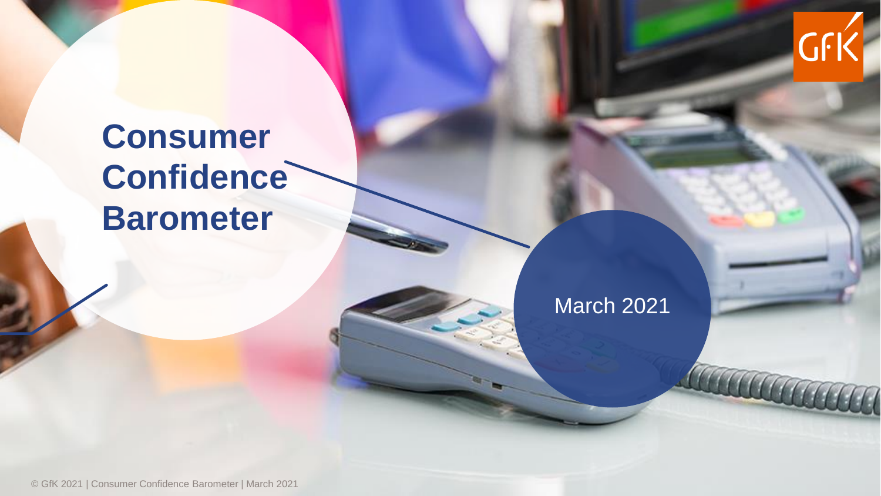# Consumer Confidence Barometer

March 2021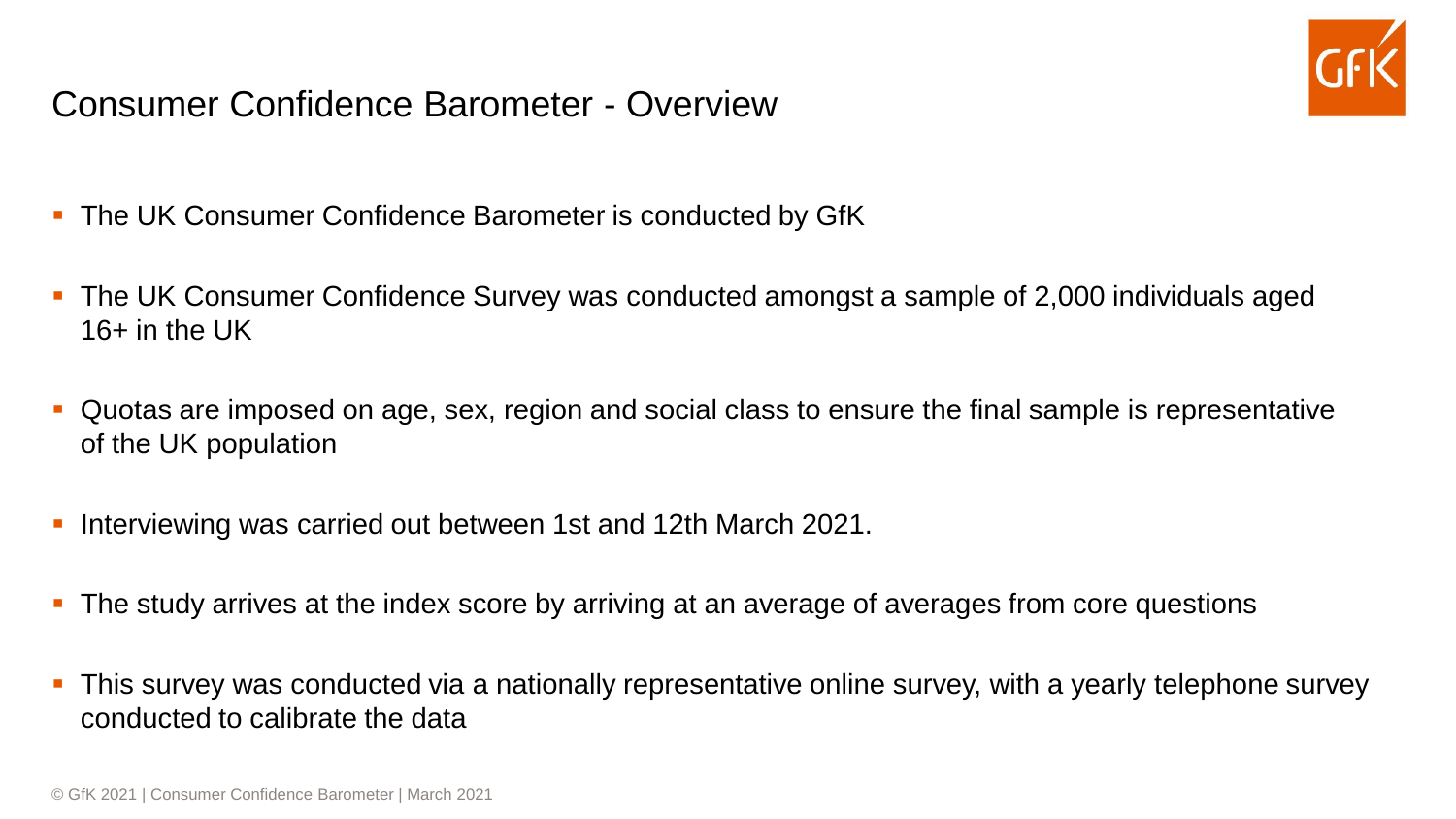# Consumer Confidence Barometer - Overview

- The UK Consumer Confidence Barometer is conducted by GfK
- The UK Consumer Confidence Survey was conducted amongst a sample of 2,000 individuals aged 16+ in the UK
- Quotas are imposed on age, sex, region and social class to ensure the final sample is representative of the UK population
- Interviewing was carried out between 1st and 12th March 2021.
- The study arrives at the index score by arriving at an average of averages from core questions
- This survey was conducted via a nationally representative online survey, with a yearly telephone survey conducted to calibrate the data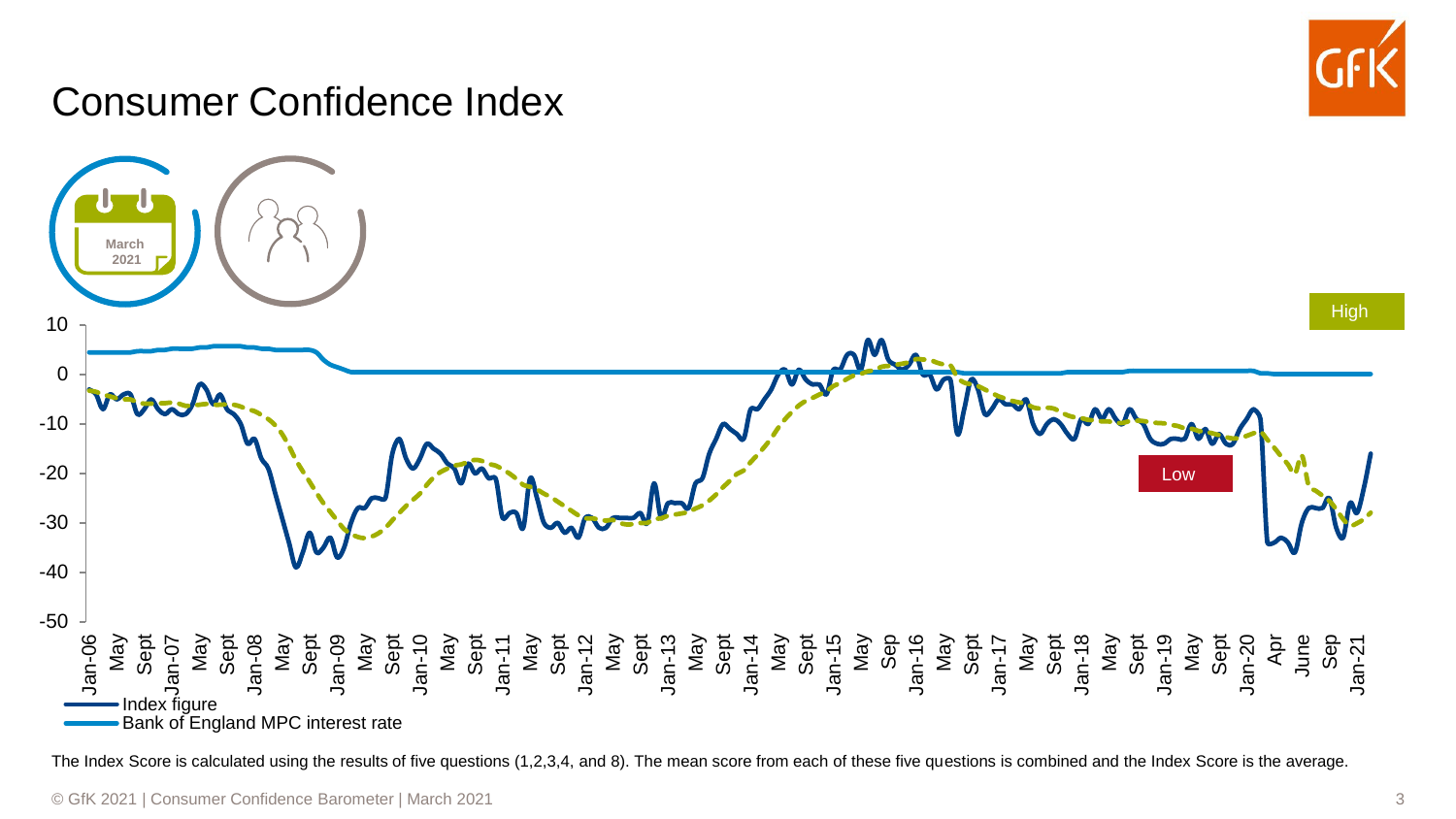# Consumer Confidence Index

The Index Score is calculated using the results of five questions (1,2,3,4, and 8). The mean score from each of these five questions is combined and the Index Score is the average.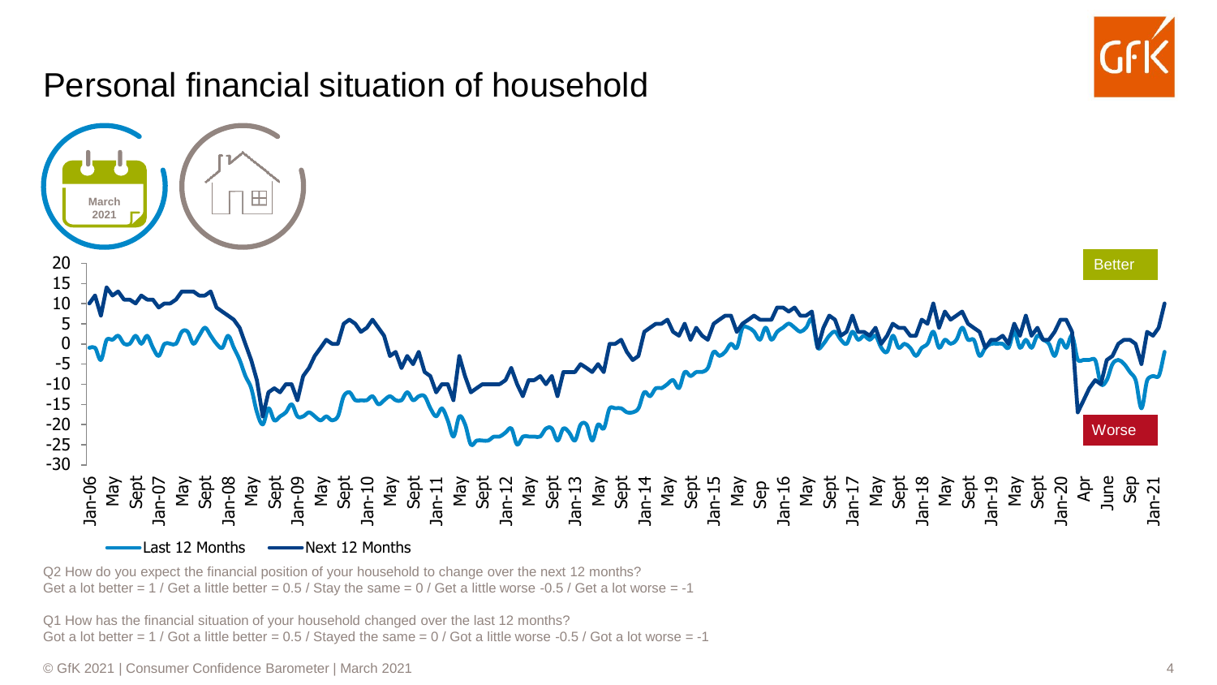# Personal financial situation of household

March 2021

Better

Worse

Last 12 Months — Next 12 Months

Q2 How do you expect the financial position of your household to change over the next 12 months?
Get a lot better = 1 / Get a little better = 0.5 / Stay the same = 0 / Get a little worse -0.5 / Get a lot worse = -1

Q1 How has the financial situation of your household changed over the last 12 months?
Got a lot better = 1 / Got a little better = 0.5 / Stayed the same = 0 / Got a little worse -0.5 / Got a lot worse = -1

© GfK 2021 | Consumer Confidence Barometer | March 2021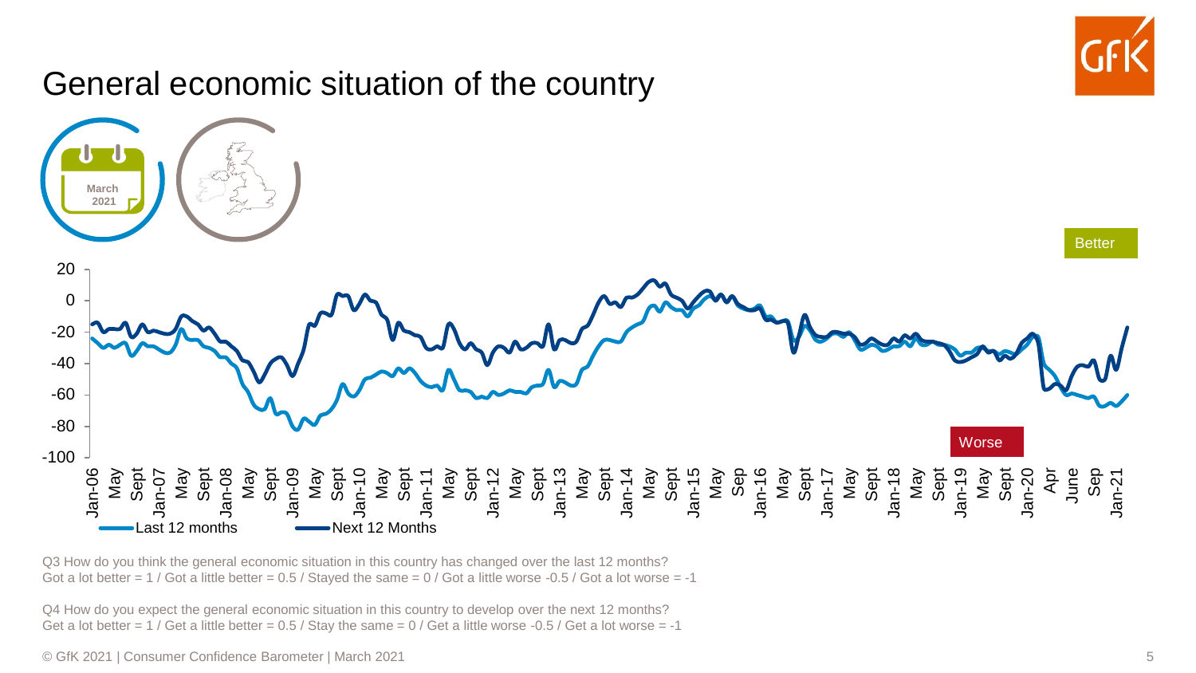# General economic situation of the country

March 2021

Better

Worse

Last 12 months — Next 12 Months

Q3 How do you think the general economic situation in this country has changed over the last 12 months?
Got a lot better = 1 / Got a little better = 0.5 / Stayed the same = 0 / Got a little worse -0.5 / Got a lot worse = -1

Q4 How do you expect the general economic situation in this country to develop over the next 12 months?
Get a lot better = 1 / Get a little better = 0.5 / Stay the same = 0 / Get a little worse -0.5 / Get a lot worse = -1

© GfK 2021 | Consumer Confidence Barometer | March 2021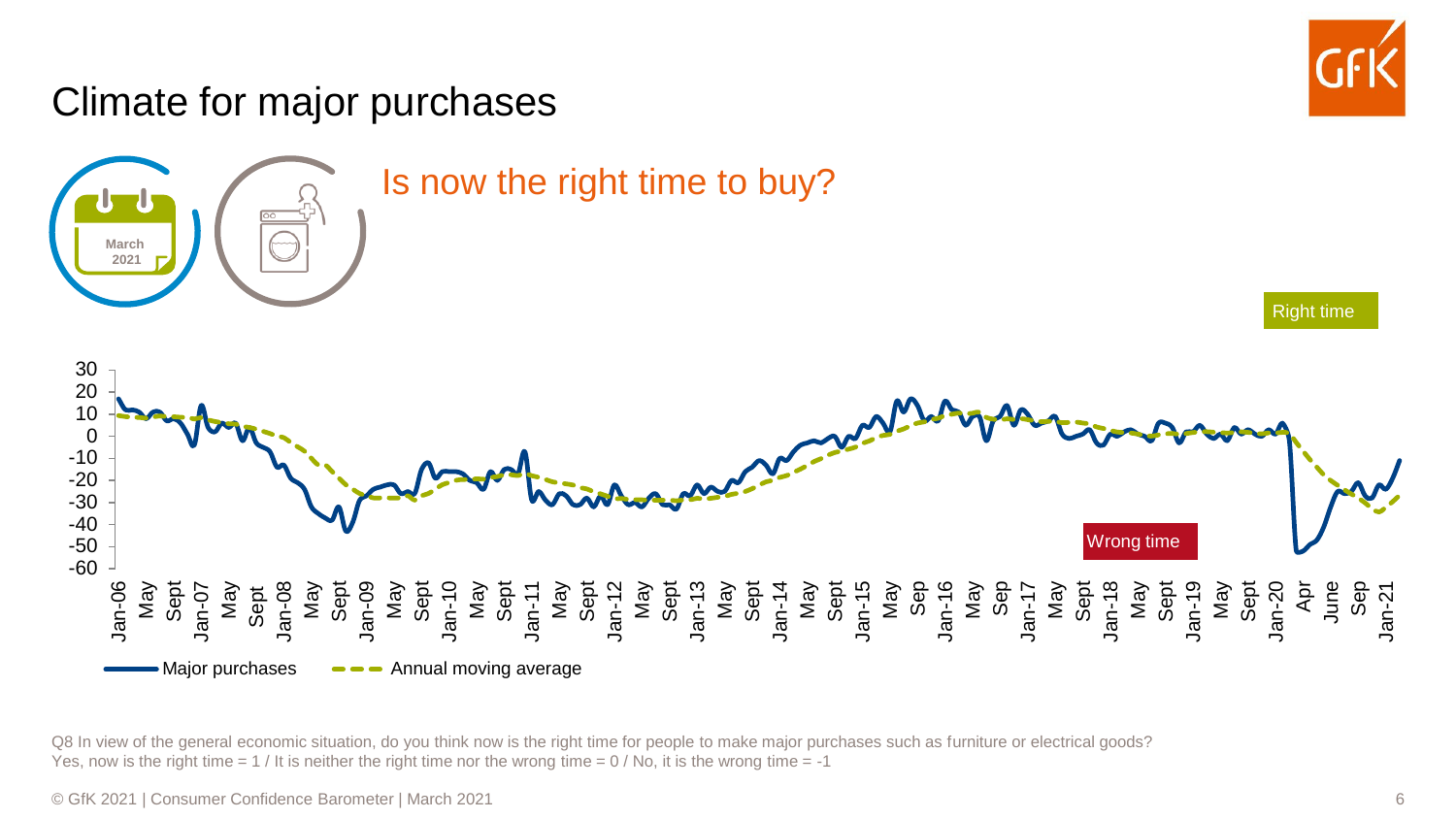# Climate for major purchases

## Is now the right time to buy?

March 2021

Right time

Wrong time

Major purchases — Annual moving average

Q8 In view of the general economic situation, do you think now is the right time for people to make major purchases such as furniture or electrical goods?
Yes, now is the right time = 1 / It is neither the right time nor the wrong time = 0 / No, it is the wrong time = -1

© GfK 2021 | Consumer Confidence Barometer | March 2021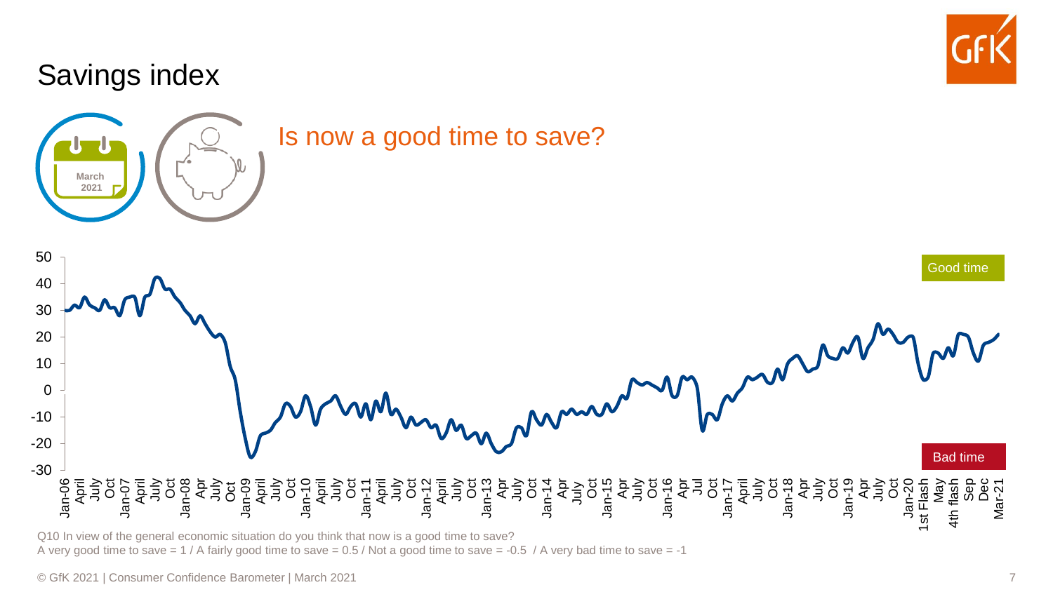# Savings index

March 2021

## Is now a good time to save?

50
40
30
20
10
0
-10
-20
-30

Good time

Bad time

Jan-06 April July Oct Jan-07 April July Oct Jan-08 Apr July Oct Jan-09 April July Oct Jan-10 April July Oct Jan-11 April July Oct Jan-12 April July Oct Jan-13 Apr July Oct Jan-14 Apr July Oct Jan-15 Apr July Oct Jan-16 Apr Jul Oct Jan-17 April July Oct Jan-18 Apr July Oct Jan-19 Apr July Oct Jan-20 1st Flash May 4th flash Sep Dec Mar-21

Q10 In view of the general economic situation do you think that now is a good time to save?
A very good time to save = 1 / A fairly good time to save = 0.5 / Not a good time to save = -0.5 / A very bad time to save = -1

© GfK 2021 | Consumer Confidence Barometer | March 2021